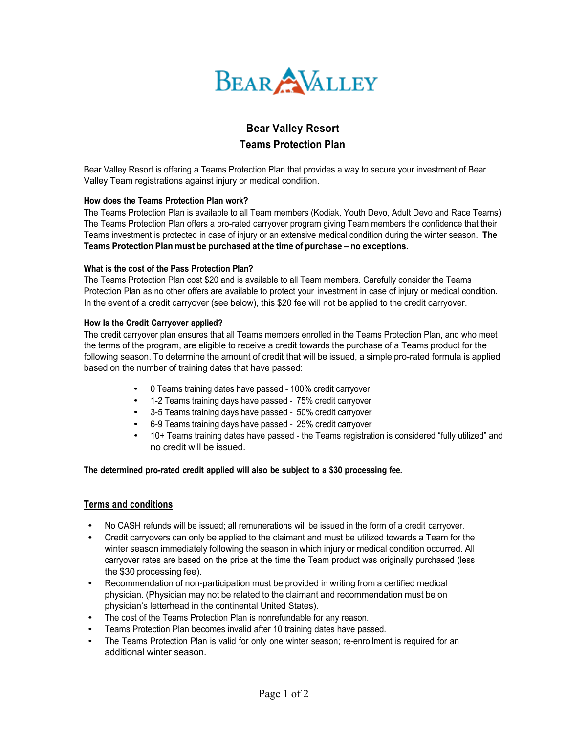# Bear Valley Resort

## Teams Protection Plan

Bear Valley Resort is offering a Teams Protection Plan that provides a way to secure your investment of Bear Valley Team registrations against injury or medical condition.

### How does the Teams Protection Plan work?

The Teams Protection Plan is available to all Team members (Kodiak, Youth Devo, Adult Devo and Race Teams). The Teams Protection Plan offers a pro-rated carryover program giving Team members the confidence that their Teams investment is protected in case of injury or an extensive medical condition during the winter season. **The Teams Protection Plan must be purchased at the time of purchase – no exceptions.**

### What is the cost of the Pass Protection Plan?

The Teams Protection Plan cost $20 and is available to all Team members. Carefully consider the Teams Protection Plan as no other offers are available to protect your investment in case of injury or medical condition. In the event of a credit carryover (see below), this $20 fee will not be applied to the credit carryover.

### How Is the Credit Carryover applied?

The credit carryover plan ensures that all Teams members enrolled in the Teams Protection Plan, and who meet the terms of the program, are eligible to receive a credit towards the purchase of a Teams product for the following season. To determine the amount of credit that will be issued, a simple pro-rated formula is applied based on the number of training dates that have passed:

- 0 Teams training dates have passed - 100% credit carryover
- 1-2 Teams training days have passed - 75% credit carryover
- 3-5 Teams training days have passed - 50% credit carryover
- 6-9 Teams training days have passed - 25% credit carryover
- 10+ Teams training dates have passed - the Teams registration is considered "fully utilized" and no credit will be issued.

**The determined pro-rated credit applied will also be subject to a $30 processing fee.**

## Terms and conditions

- No CASH refunds will be issued; all remunerations will be issued in the form of a credit carryover.
- Credit carryovers can only be applied to the claimant and must be utilized towards a Team for the winter season immediately following the season in which injury or medical condition occurred. All carryover rates are based on the price at the time the Team product was originally purchased (less the $30 processing fee).
- Recommendation of non-participation must be provided in writing from a certified medical physician. (Physician may not be related to the claimant and recommendation must be on physician's letterhead in the continental United States).
- The cost of the Teams Protection Plan is nonrefundable for any reason.
- Teams Protection Plan becomes invalid after 10 training dates have passed.
- The Teams Protection Plan is valid for only one winter season; re-enrollment is required for an additional winter season.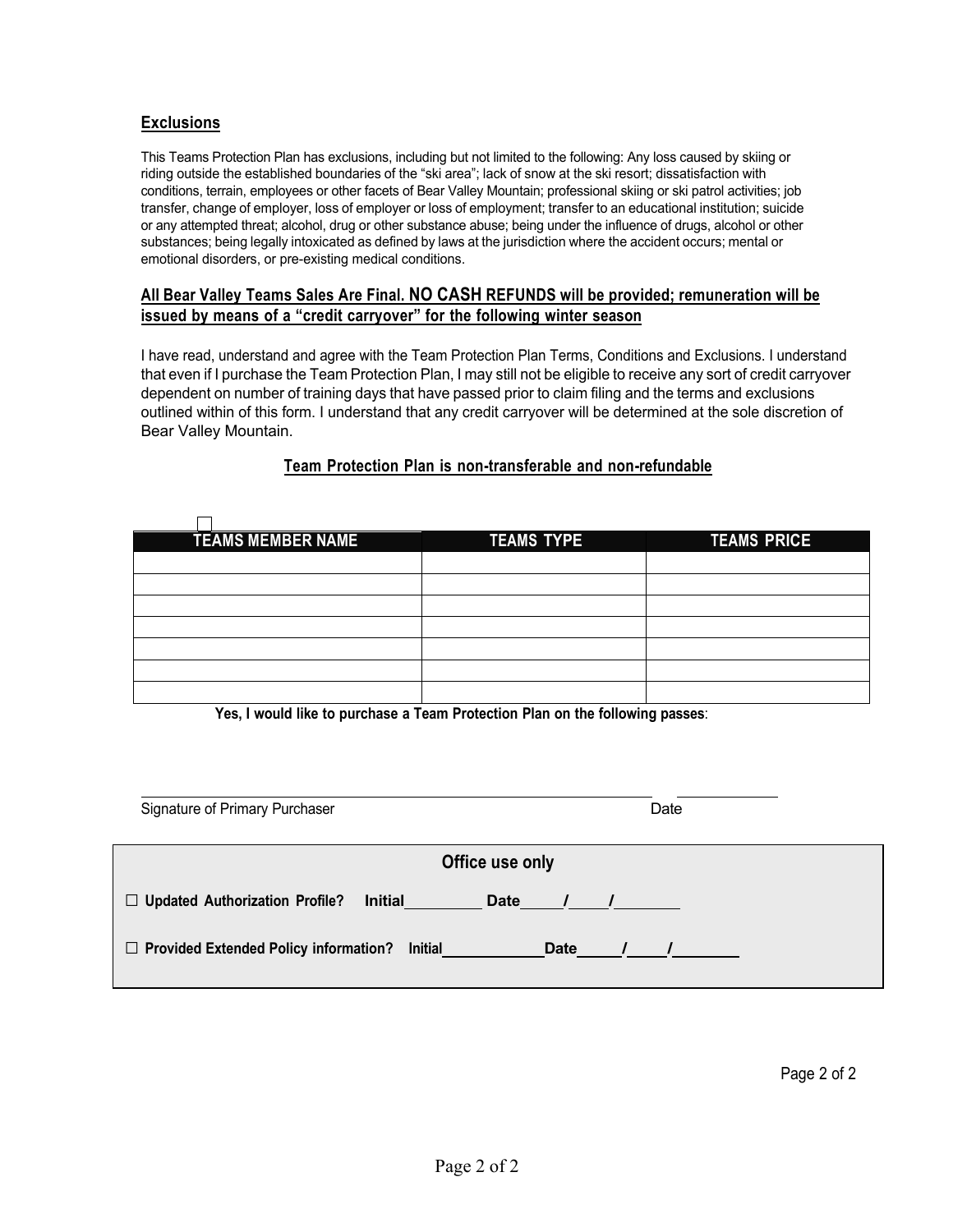## Exclusions

This Teams Protection Plan has exclusions, including but not limited to the following: Any loss caused by skiing or riding outside the established boundaries of the "ski area"; lack of snow at the ski resort; dissatisfaction with conditions, terrain, employees or other facets of Bear Valley Mountain; professional skiing or ski patrol activities; job transfer, change of employer, loss of employer or loss of employment; transfer to an educational institution; suicide or any attempted threat; alcohol, drug or other substance abuse; being under the influence of drugs, alcohol or other substances; being legally intoxicated as defined by laws at the jurisdiction where the accident occurs; mental or emotional disorders, or pre-existing medical conditions.

**All Bear Valley Teams Sales Are Final. NO CASH REFUNDS will be provided; remuneration will be issued by means of a "credit carryover" for the following winter season**

I have read, understand and agree with the Team Protection Plan Terms, Conditions and Exclusions. I understand that even if I purchase the Team Protection Plan, I may still not be eligible to receive any sort of credit carryover dependent on number of training days that have passed prior to claim filing and the terms and exclusions outlined within of this form. I understand that any credit carryover will be determined at the sole discretion of Bear Valley Mountain.

**Team Protection Plan is non-transferable and non-refundable**

☐

| TEAMS MEMBER NAME | TEAMS TYPE | TEAMS PRICE |
|---|---|---|
| | | |
| | | |
| | | |
| | | |
| | | |
| | | |
| | | |

**Yes, I would like to purchase a Team Protection Plan on the following passes**:

\_\_\_\_\_\_\_\_\_\_\_\_\_\_\_\_\_\_\_\_\_\_\_\_\_\_\_\_\_\_\_\_\_\_\_\_\_\_\_\_\_\_ \_\_\_\_\_\_\_\_\_\_\_\_

Signature of Primary Purchaser Date

**Office use only**

☐ **Updated Authorization Profile? Initial\_\_\_\_\_\_\_\_\_\_ Date\_\_\_\_\_/\_\_\_\_\_/\_\_\_\_\_\_\_\_**

☐ **Provided Extended Policy information? Initial\_\_\_\_\_\_\_\_\_\_\_\_\_Date\_\_\_\_\_\_/\_\_\_\_\_/\_\_\_\_\_\_\_\_\_**